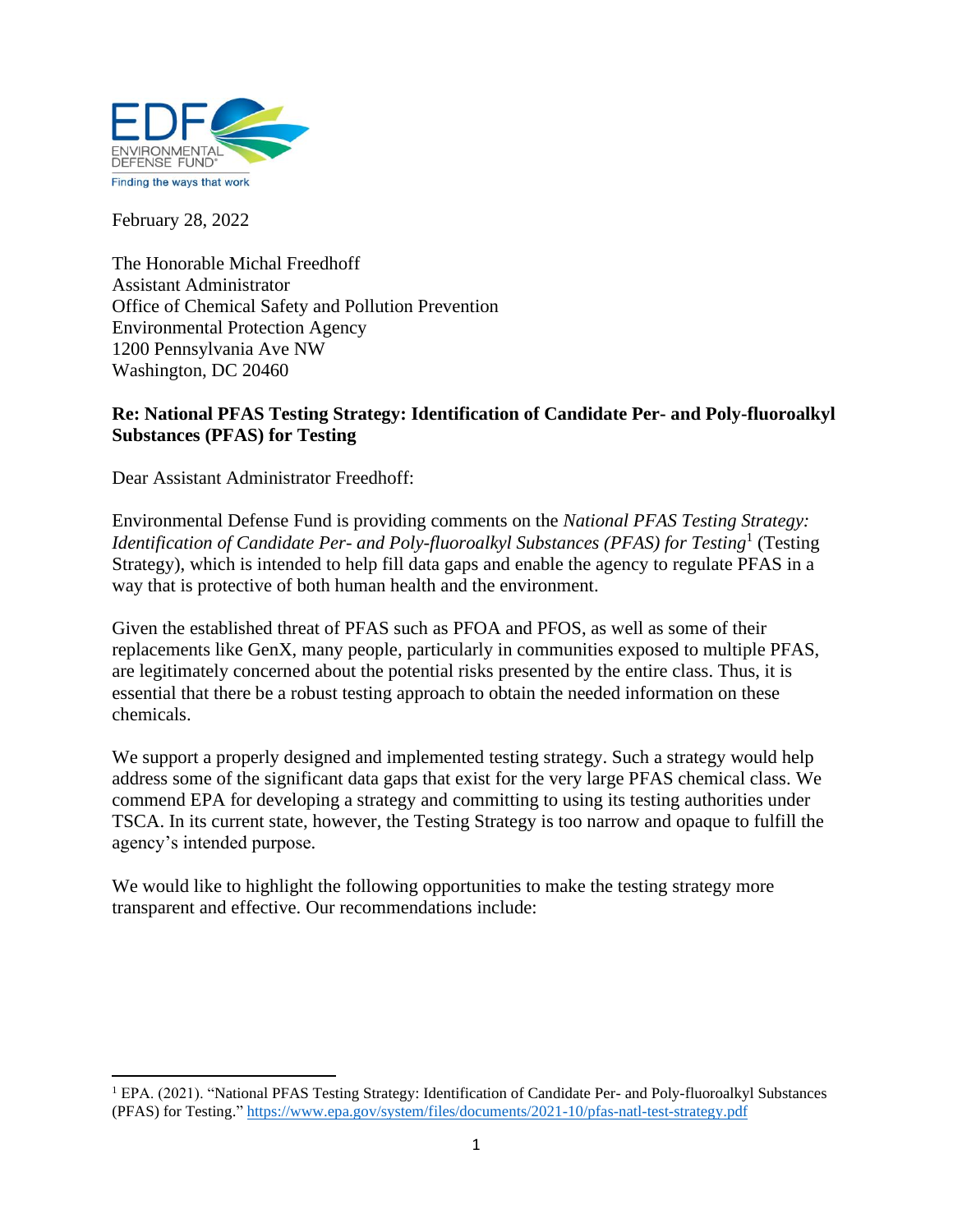EDF ENVIRONMENTAL DEFENSE FUND

Finding the ways that work

February 28, 2022

The Honorable Michal Freedhoff
Assistant Administrator
Office of Chemical Safety and Pollution Prevention
Environmental Protection Agency
1200 Pennsylvania Ave NW
Washington, DC 20460

**Re: National PFAS Testing Strategy: Identification of Candidate Per- and Poly-fluoroalkyl Substances (PFAS) for Testing**

Dear Assistant Administrator Freedhoff:

Environmental Defense Fund is providing comments on the *National PFAS Testing Strategy: Identification of Candidate Per- and Poly-fluoroalkyl Substances (PFAS) for Testing*[1] (Testing Strategy), which is intended to help fill data gaps and enable the agency to regulate PFAS in a way that is protective of both human health and the environment.

Given the established threat of PFAS such as PFOA and PFOS, as well as some of their replacements like GenX, many people, particularly in communities exposed to multiple PFAS, are legitimately concerned about the potential risks presented by the entire class. Thus, it is essential that there be a robust testing approach to obtain the needed information on these chemicals.

We support a properly designed and implemented testing strategy. Such a strategy would help address some of the significant data gaps that exist for the very large PFAS chemical class. We commend EPA for developing a strategy and committing to using its testing authorities under TSCA. In its current state, however, the Testing Strategy is too narrow and opaque to fulfill the agency's intended purpose.

We would like to highlight the following opportunities to make the testing strategy more transparent and effective. Our recommendations include:

---

[1] EPA. (2021). "National PFAS Testing Strategy: Identification of Candidate Per- and Poly-fluoroalkyl Substances (PFAS) for Testing." https://www.epa.gov/system/files/documents/2021-10/pfas-natl-test-strategy.pdf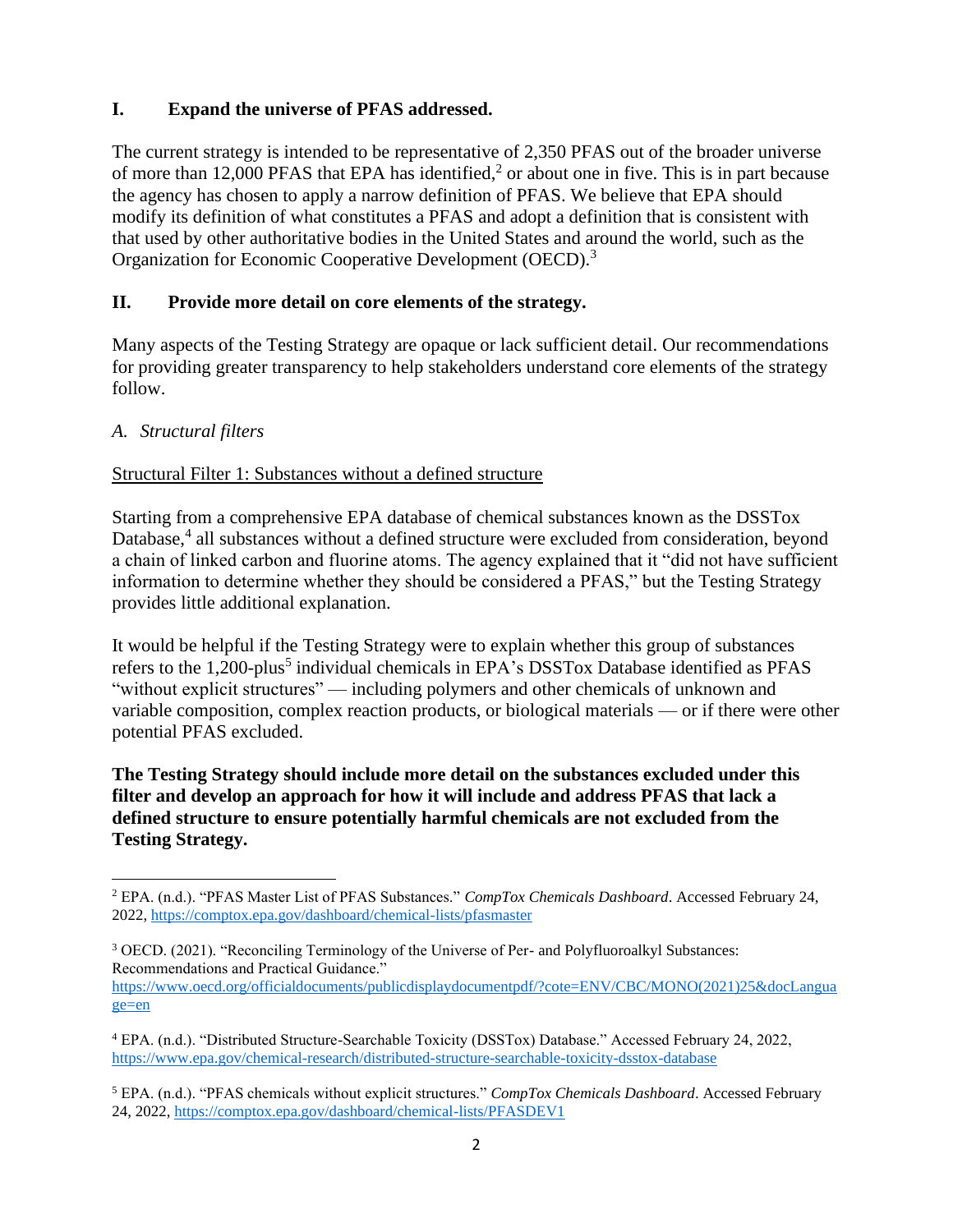## I. Expand the universe of PFAS addressed.

The current strategy is intended to be representative of 2,350 PFAS out of the broader universe of more than 12,000 PFAS that EPA has identified,[2] or about one in five. This is in part because the agency has chosen to apply a narrow definition of PFAS. We believe that EPA should modify its definition of what constitutes a PFAS and adopt a definition that is consistent with that used by other authoritative bodies in the United States and around the world, such as the Organization for Economic Cooperative Development (OECD).[3]

## II. Provide more detail on core elements of the strategy.

Many aspects of the Testing Strategy are opaque or lack sufficient detail. Our recommendations for providing greater transparency to help stakeholders understand core elements of the strategy follow.

### *A. Structural filters*

<u>Structural Filter 1: Substances without a defined structure</u>

Starting from a comprehensive EPA database of chemical substances known as the DSSTox Database,[4] all substances without a defined structure were excluded from consideration, beyond a chain of linked carbon and fluorine atoms. The agency explained that it "did not have sufficient information to determine whether they should be considered a PFAS," but the Testing Strategy provides little additional explanation.

It would be helpful if the Testing Strategy were to explain whether this group of substances refers to the 1,200-plus[5] individual chemicals in EPA's DSSTox Database identified as PFAS "without explicit structures" — including polymers and other chemicals of unknown and variable composition, complex reaction products, or biological materials — or if there were other potential PFAS excluded.

**The Testing Strategy should include more detail on the substances excluded under this filter and develop an approach for how it will include and address PFAS that lack a defined structure to ensure potentially harmful chemicals are not excluded from the Testing Strategy.**

---

[2] EPA. (n.d.). "PFAS Master List of PFAS Substances." *CompTox Chemicals Dashboard*. Accessed February 24, 2022, https://comptox.epa.gov/dashboard/chemical-lists/pfasmaster

[3] OECD. (2021). "Reconciling Terminology of the Universe of Per- and Polyfluoroalkyl Substances: Recommendations and Practical Guidance." https://www.oecd.org/officialdocuments/publicdisplaydocumentpdf/?cote=ENV/CBC/MONO(2021)25&docLanguage=en

[4] EPA. (n.d.). "Distributed Structure-Searchable Toxicity (DSSTox) Database." Accessed February 24, 2022, https://www.epa.gov/chemical-research/distributed-structure-searchable-toxicity-dsstox-database

[5] EPA. (n.d.). "PFAS chemicals without explicit structures." *CompTox Chemicals Dashboard*. Accessed February 24, 2022, https://comptox.epa.gov/dashboard/chemical-lists/PFASDEV1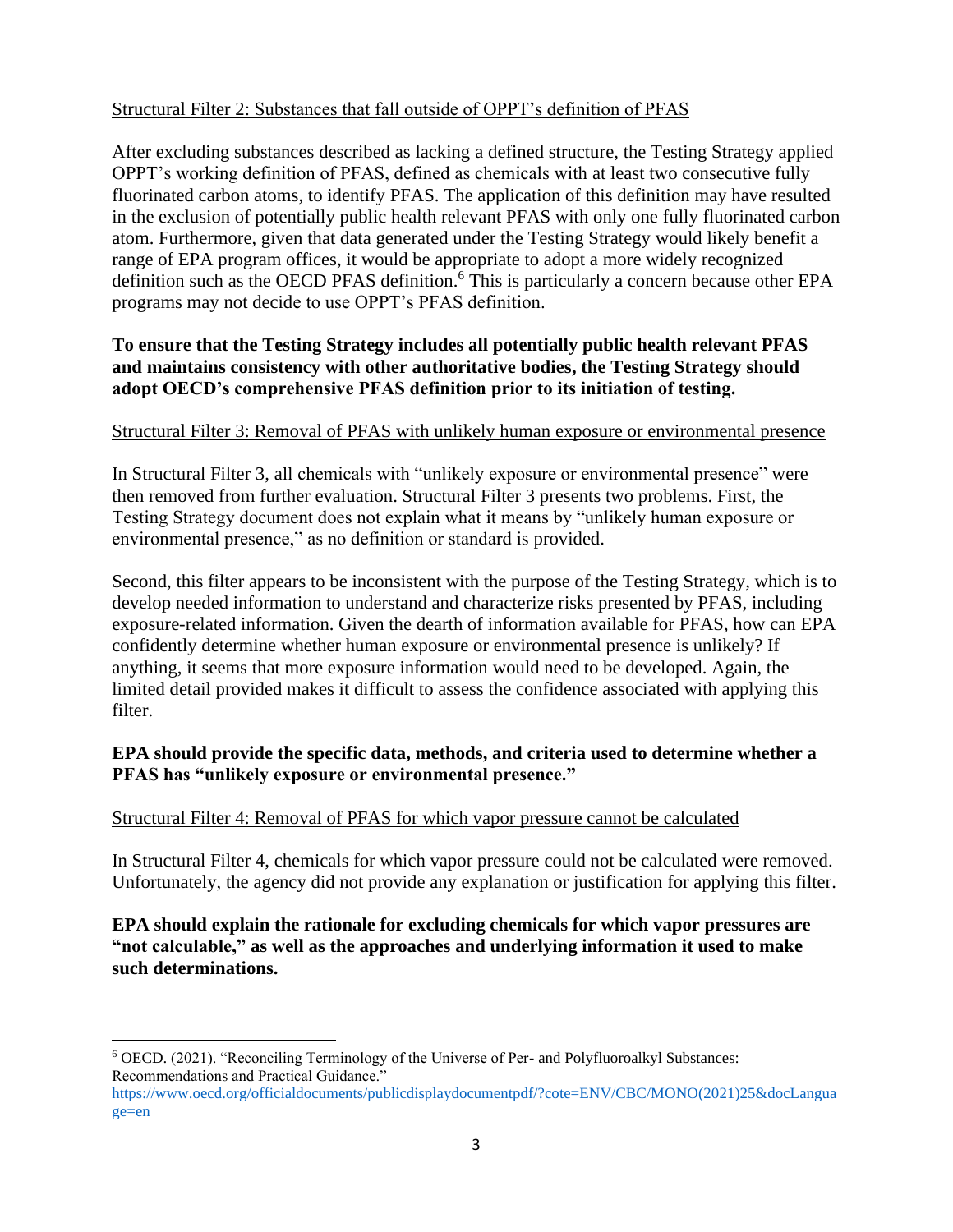Structural Filter 2: Substances that fall outside of OPPT's definition of PFAS

After excluding substances described as lacking a defined structure, the Testing Strategy applied OPPT's working definition of PFAS, defined as chemicals with at least two consecutive fully fluorinated carbon atoms, to identify PFAS. The application of this definition may have resulted in the exclusion of potentially public health relevant PFAS with only one fully fluorinated carbon atom. Furthermore, given that data generated under the Testing Strategy would likely benefit a range of EPA program offices, it would be appropriate to adopt a more widely recognized definition such as the OECD PFAS definition.[6] This is particularly a concern because other EPA programs may not decide to use OPPT's PFAS definition.

**To ensure that the Testing Strategy includes all potentially public health relevant PFAS and maintains consistency with other authoritative bodies, the Testing Strategy should adopt OECD's comprehensive PFAS definition prior to its initiation of testing.**

Structural Filter 3: Removal of PFAS with unlikely human exposure or environmental presence

In Structural Filter 3, all chemicals with "unlikely exposure or environmental presence" were then removed from further evaluation. Structural Filter 3 presents two problems. First, the Testing Strategy document does not explain what it means by "unlikely human exposure or environmental presence," as no definition or standard is provided.

Second, this filter appears to be inconsistent with the purpose of the Testing Strategy, which is to develop needed information to understand and characterize risks presented by PFAS, including exposure-related information. Given the dearth of information available for PFAS, how can EPA confidently determine whether human exposure or environmental presence is unlikely? If anything, it seems that more exposure information would need to be developed. Again, the limited detail provided makes it difficult to assess the confidence associated with applying this filter.

**EPA should provide the specific data, methods, and criteria used to determine whether a PFAS has "unlikely exposure or environmental presence."**

Structural Filter 4: Removal of PFAS for which vapor pressure cannot be calculated

In Structural Filter 4, chemicals for which vapor pressure could not be calculated were removed. Unfortunately, the agency did not provide any explanation or justification for applying this filter.

**EPA should explain the rationale for excluding chemicals for which vapor pressures are "not calculable," as well as the approaches and underlying information it used to make such determinations.**

---

[6] OECD. (2021). "Reconciling Terminology of the Universe of Per- and Polyfluoroalkyl Substances: Recommendations and Practical Guidance." https://www.oecd.org/officialdocuments/publicdisplaydocumentpdf/?cote=ENV/CBC/MONO(2021)25&docLanguage=en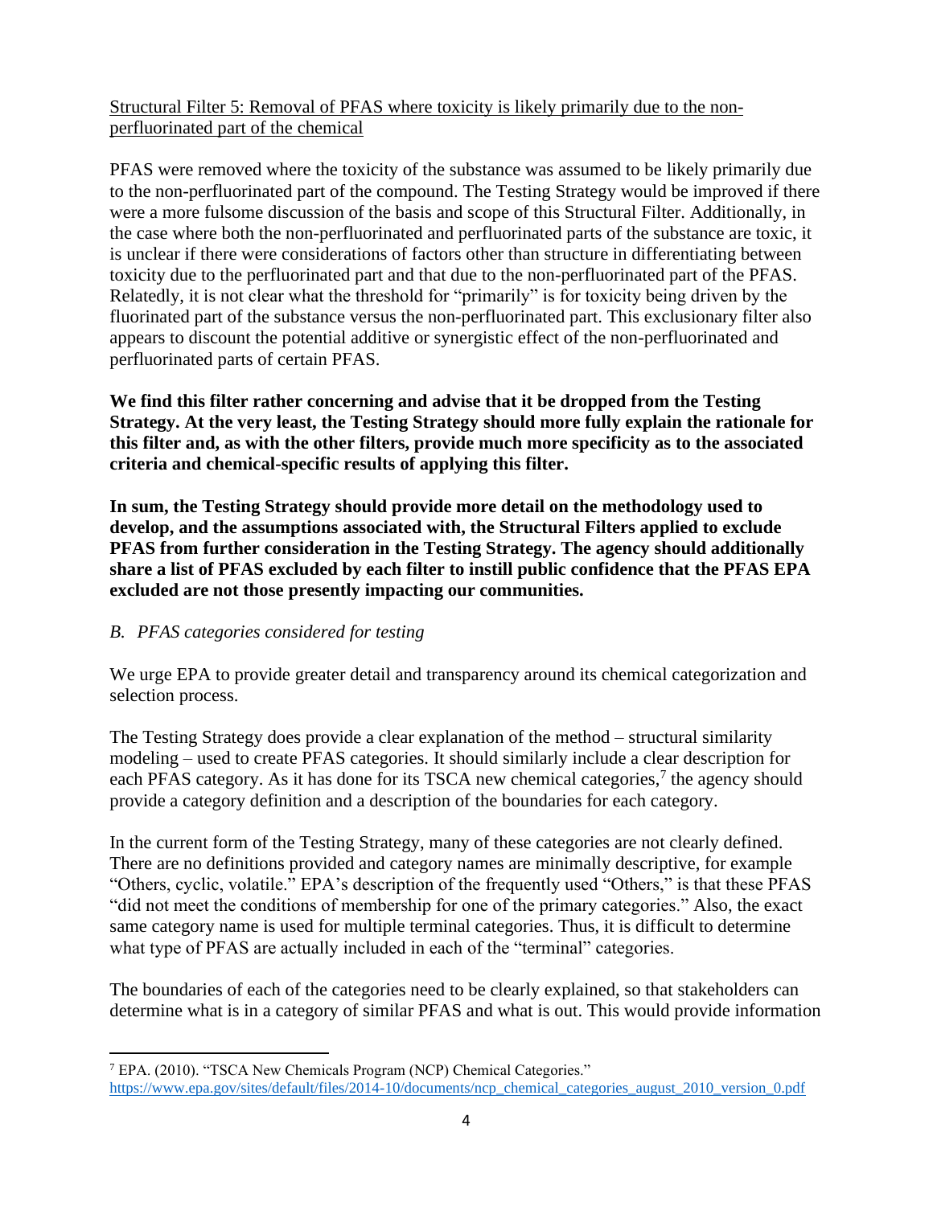<u>Structural Filter 5: Removal of PFAS where toxicity is likely primarily due to the non-perfluorinated part of the chemical</u>

PFAS were removed where the toxicity of the substance was assumed to be likely primarily due to the non-perfluorinated part of the compound. The Testing Strategy would be improved if there were a more fulsome discussion of the basis and scope of this Structural Filter. Additionally, in the case where both the non-perfluorinated and perfluorinated parts of the substance are toxic, it is unclear if there were considerations of factors other than structure in differentiating between toxicity due to the perfluorinated part and that due to the non-perfluorinated part of the PFAS. Relatedly, it is not clear what the threshold for "primarily" is for toxicity being driven by the fluorinated part of the substance versus the non-perfluorinated part. This exclusionary filter also appears to discount the potential additive or synergistic effect of the non-perfluorinated and perfluorinated parts of certain PFAS.

**We find this filter rather concerning and advise that it be dropped from the Testing Strategy. At the very least, the Testing Strategy should more fully explain the rationale for this filter and, as with the other filters, provide much more specificity as to the associated criteria and chemical-specific results of applying this filter.**

**In sum, the Testing Strategy should provide more detail on the methodology used to develop, and the assumptions associated with, the Structural Filters applied to exclude PFAS from further consideration in the Testing Strategy. The agency should additionally share a list of PFAS excluded by each filter to instill public confidence that the PFAS EPA excluded are not those presently impacting our communities.**

*B. PFAS categories considered for testing*

We urge EPA to provide greater detail and transparency around its chemical categorization and selection process.

The Testing Strategy does provide a clear explanation of the method – structural similarity modeling – used to create PFAS categories. It should similarly include a clear description for each PFAS category. As it has done for its TSCA new chemical categories,[7] the agency should provide a category definition and a description of the boundaries for each category.

In the current form of the Testing Strategy, many of these categories are not clearly defined. There are no definitions provided and category names are minimally descriptive, for example "Others, cyclic, volatile." EPA's description of the frequently used "Others," is that these PFAS "did not meet the conditions of membership for one of the primary categories." Also, the exact same category name is used for multiple terminal categories. Thus, it is difficult to determine what type of PFAS are actually included in each of the "terminal" categories.

The boundaries of each of the categories need to be clearly explained, so that stakeholders can determine what is in a category of similar PFAS and what is out. This would provide information

---

[7] EPA. (2010). "TSCA New Chemicals Program (NCP) Chemical Categories." https://www.epa.gov/sites/default/files/2014-10/documents/ncp_chemical_categories_august_2010_version_0.pdf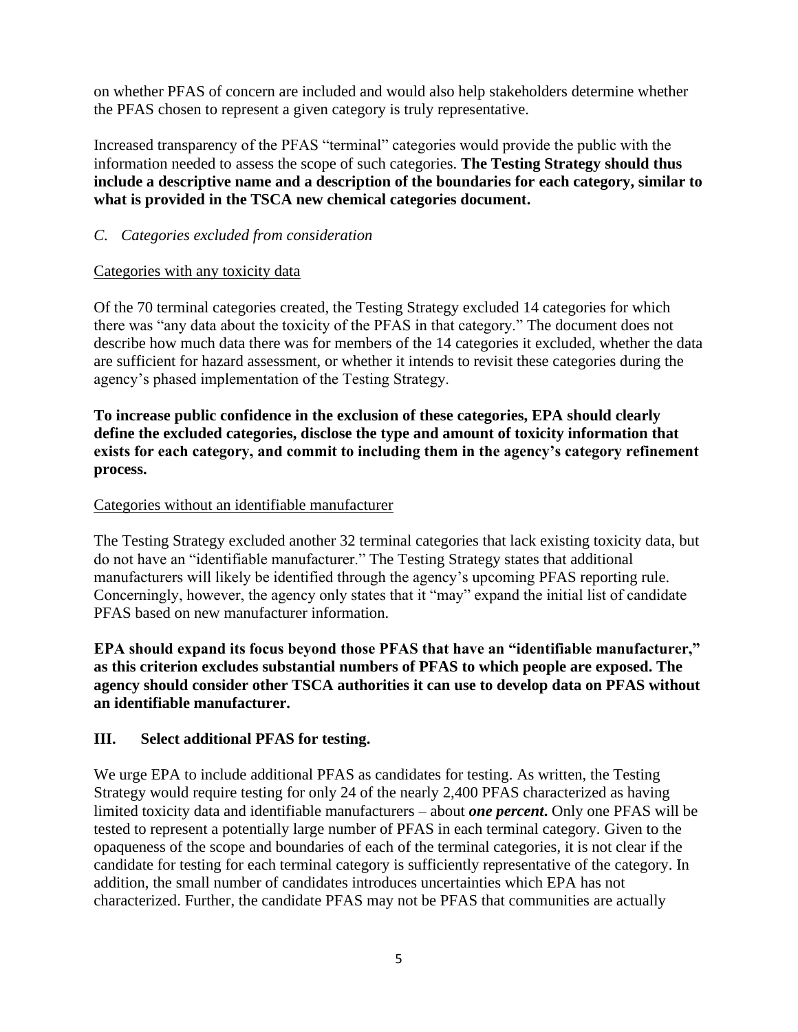on whether PFAS of concern are included and would also help stakeholders determine whether the PFAS chosen to represent a given category is truly representative.

Increased transparency of the PFAS "terminal" categories would provide the public with the information needed to assess the scope of such categories. **The Testing Strategy should thus include a descriptive name and a description of the boundaries for each category, similar to what is provided in the TSCA new chemical categories document.**

### *C. Categories excluded from consideration*

<u>Categories with any toxicity data</u>

Of the 70 terminal categories created, the Testing Strategy excluded 14 categories for which there was "any data about the toxicity of the PFAS in that category." The document does not describe how much data there was for members of the 14 categories it excluded, whether the data are sufficient for hazard assessment, or whether it intends to revisit these categories during the agency's phased implementation of the Testing Strategy.

**To increase public confidence in the exclusion of these categories, EPA should clearly define the excluded categories, disclose the type and amount of toxicity information that exists for each category, and commit to including them in the agency's category refinement process.**

<u>Categories without an identifiable manufacturer</u>

The Testing Strategy excluded another 32 terminal categories that lack existing toxicity data, but do not have an "identifiable manufacturer." The Testing Strategy states that additional manufacturers will likely be identified through the agency's upcoming PFAS reporting rule. Concerningly, however, the agency only states that it "may" expand the initial list of candidate PFAS based on new manufacturer information.

**EPA should expand its focus beyond those PFAS that have an "identifiable manufacturer," as this criterion excludes substantial numbers of PFAS to which people are exposed. The agency should consider other TSCA authorities it can use to develop data on PFAS without an identifiable manufacturer.**

## III. Select additional PFAS for testing.

We urge EPA to include additional PFAS as candidates for testing. As written, the Testing Strategy would require testing for only 24 of the nearly 2,400 PFAS characterized as having limited toxicity data and identifiable manufacturers – about ***one percent***. Only one PFAS will be tested to represent a potentially large number of PFAS in each terminal category. Given to the opaqueness of the scope and boundaries of each of the terminal categories, it is not clear if the candidate for testing for each terminal category is sufficiently representative of the category. In addition, the small number of candidates introduces uncertainties which EPA has not characterized. Further, the candidate PFAS may not be PFAS that communities are actually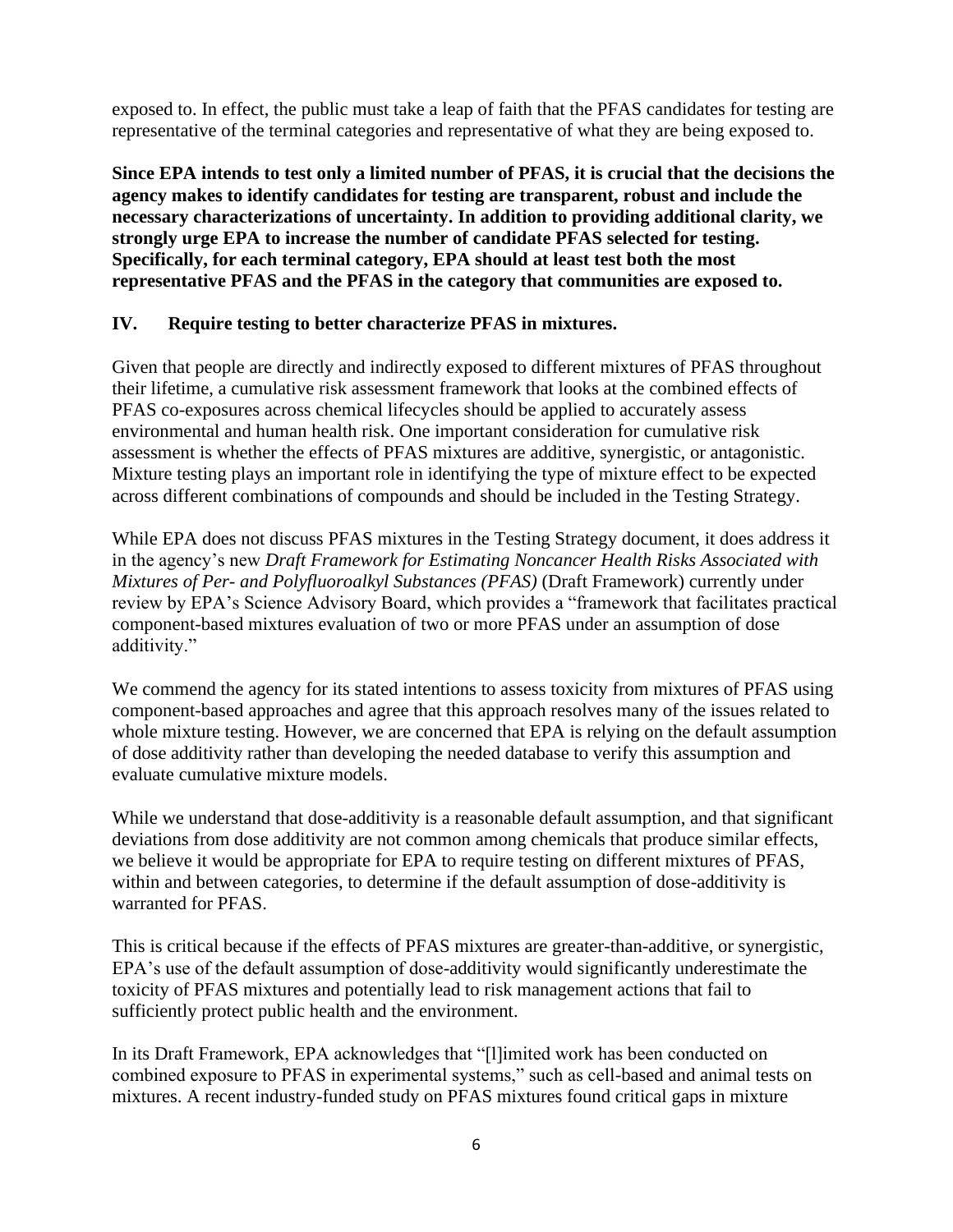exposed to. In effect, the public must take a leap of faith that the PFAS candidates for testing are representative of the terminal categories and representative of what they are being exposed to.

**Since EPA intends to test only a limited number of PFAS, it is crucial that the decisions the agency makes to identify candidates for testing are transparent, robust and include the necessary characterizations of uncertainty. In addition to providing additional clarity, we strongly urge EPA to increase the number of candidate PFAS selected for testing. Specifically, for each terminal category, EPA should at least test both the most representative PFAS and the PFAS in the category that communities are exposed to.**

## IV. Require testing to better characterize PFAS in mixtures.

Given that people are directly and indirectly exposed to different mixtures of PFAS throughout their lifetime, a cumulative risk assessment framework that looks at the combined effects of PFAS co-exposures across chemical lifecycles should be applied to accurately assess environmental and human health risk. One important consideration for cumulative risk assessment is whether the effects of PFAS mixtures are additive, synergistic, or antagonistic. Mixture testing plays an important role in identifying the type of mixture effect to be expected across different combinations of compounds and should be included in the Testing Strategy.

While EPA does not discuss PFAS mixtures in the Testing Strategy document, it does address it in the agency's new *Draft Framework for Estimating Noncancer Health Risks Associated with Mixtures of Per- and Polyfluoroalkyl Substances (PFAS)* (Draft Framework) currently under review by EPA's Science Advisory Board, which provides a "framework that facilitates practical component-based mixtures evaluation of two or more PFAS under an assumption of dose additivity."

We commend the agency for its stated intentions to assess toxicity from mixtures of PFAS using component-based approaches and agree that this approach resolves many of the issues related to whole mixture testing. However, we are concerned that EPA is relying on the default assumption of dose additivity rather than developing the needed database to verify this assumption and evaluate cumulative mixture models.

While we understand that dose-additivity is a reasonable default assumption, and that significant deviations from dose additivity are not common among chemicals that produce similar effects, we believe it would be appropriate for EPA to require testing on different mixtures of PFAS, within and between categories, to determine if the default assumption of dose-additivity is warranted for PFAS.

This is critical because if the effects of PFAS mixtures are greater-than-additive, or synergistic, EPA's use of the default assumption of dose-additivity would significantly underestimate the toxicity of PFAS mixtures and potentially lead to risk management actions that fail to sufficiently protect public health and the environment.

In its Draft Framework, EPA acknowledges that "[l]imited work has been conducted on combined exposure to PFAS in experimental systems," such as cell-based and animal tests on mixtures. A recent industry-funded study on PFAS mixtures found critical gaps in mixture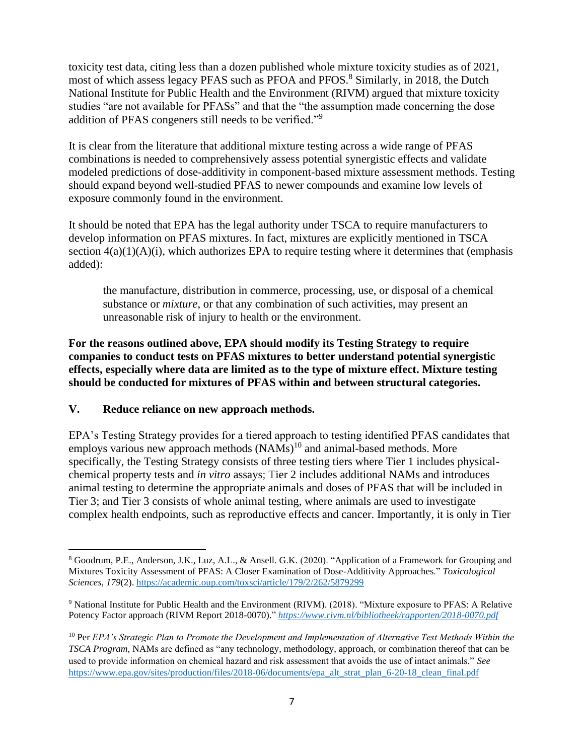toxicity test data, citing less than a dozen published whole mixture toxicity studies as of 2021, most of which assess legacy PFAS such as PFOA and PFOS.[8] Similarly, in 2018, the Dutch National Institute for Public Health and the Environment (RIVM) argued that mixture toxicity studies "are not available for PFASs" and that the "the assumption made concerning the dose addition of PFAS congeners still needs to be verified."[9]

It is clear from the literature that additional mixture testing across a wide range of PFAS combinations is needed to comprehensively assess potential synergistic effects and validate modeled predictions of dose-additivity in component-based mixture assessment methods. Testing should expand beyond well-studied PFAS to newer compounds and examine low levels of exposure commonly found in the environment.

It should be noted that EPA has the legal authority under TSCA to require manufacturers to develop information on PFAS mixtures. In fact, mixtures are explicitly mentioned in TSCA section 4(a)(1)(A)(i), which authorizes EPA to require testing where it determines that (emphasis added):

> the manufacture, distribution in commerce, processing, use, or disposal of a chemical substance or *mixture*, or that any combination of such activities, may present an unreasonable risk of injury to health or the environment.

**For the reasons outlined above, EPA should modify its Testing Strategy to require companies to conduct tests on PFAS mixtures to better understand potential synergistic effects, especially where data are limited as to the type of mixture effect. Mixture testing should be conducted for mixtures of PFAS within and between structural categories.**

## V. Reduce reliance on new approach methods.

EPA's Testing Strategy provides for a tiered approach to testing identified PFAS candidates that employs various new approach methods (NAMs)[10] and animal-based methods. More specifically, the Testing Strategy consists of three testing tiers where Tier 1 includes physical-chemical property tests and *in vitro* assays; Tier 2 includes additional NAMs and introduces animal testing to determine the appropriate animals and doses of PFAS that will be included in Tier 3; and Tier 3 consists of whole animal testing, where animals are used to investigate complex health endpoints, such as reproductive effects and cancer. Importantly, it is only in Tier

---

[8] Goodrum, P.E., Anderson, J.K., Luz, A.L., & Ansell. G.K. (2020). "Application of a Framework for Grouping and Mixtures Toxicity Assessment of PFAS: A Closer Examination of Dose-Additivity Approaches." *Toxicological Sciences, 179*(2). https://academic.oup.com/toxsci/article/179/2/262/5879299

[9] National Institute for Public Health and the Environment (RIVM). (2018). "Mixture exposure to PFAS: A Relative Potency Factor approach (RIVM Report 2018-0070)." *https://www.rivm.nl/bibliotheek/rapporten/2018-0070.pdf*

[10] Per *EPA's Strategic Plan to Promote the Development and Implementation of Alternative Test Methods Within the TSCA Program*, NAMs are defined as "any technology, methodology, approach, or combination thereof that can be used to provide information on chemical hazard and risk assessment that avoids the use of intact animals." *See* https://www.epa.gov/sites/production/files/2018-06/documents/epa_alt_strat_plan_6-20-18_clean_final.pdf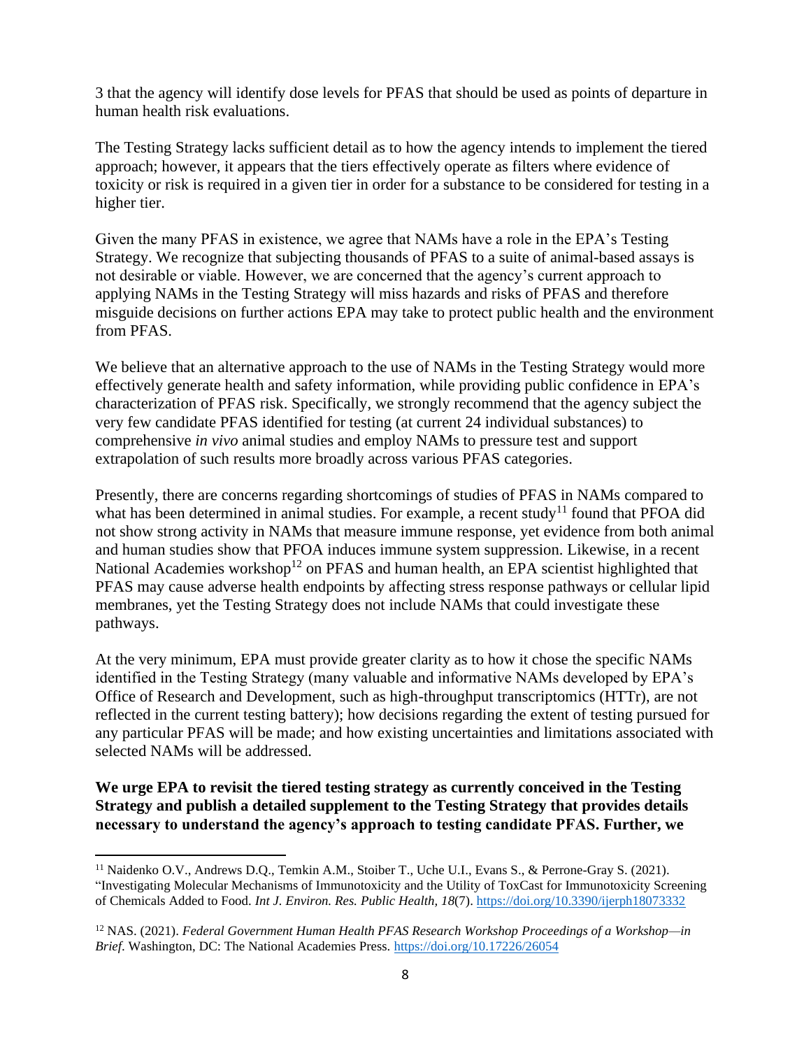3 that the agency will identify dose levels for PFAS that should be used as points of departure in human health risk evaluations.

The Testing Strategy lacks sufficient detail as to how the agency intends to implement the tiered approach; however, it appears that the tiers effectively operate as filters where evidence of toxicity or risk is required in a given tier in order for a substance to be considered for testing in a higher tier.

Given the many PFAS in existence, we agree that NAMs have a role in the EPA's Testing Strategy. We recognize that subjecting thousands of PFAS to a suite of animal-based assays is not desirable or viable. However, we are concerned that the agency's current approach to applying NAMs in the Testing Strategy will miss hazards and risks of PFAS and therefore misguide decisions on further actions EPA may take to protect public health and the environment from PFAS.

We believe that an alternative approach to the use of NAMs in the Testing Strategy would more effectively generate health and safety information, while providing public confidence in EPA's characterization of PFAS risk. Specifically, we strongly recommend that the agency subject the very few candidate PFAS identified for testing (at current 24 individual substances) to comprehensive *in vivo* animal studies and employ NAMs to pressure test and support extrapolation of such results more broadly across various PFAS categories.

Presently, there are concerns regarding shortcomings of studies of PFAS in NAMs compared to what has been determined in animal studies. For example, a recent study[11] found that PFOA did not show strong activity in NAMs that measure immune response, yet evidence from both animal and human studies show that PFOA induces immune system suppression. Likewise, in a recent National Academies workshop[12] on PFAS and human health, an EPA scientist highlighted that PFAS may cause adverse health endpoints by affecting stress response pathways or cellular lipid membranes, yet the Testing Strategy does not include NAMs that could investigate these pathways.

At the very minimum, EPA must provide greater clarity as to how it chose the specific NAMs identified in the Testing Strategy (many valuable and informative NAMs developed by EPA's Office of Research and Development, such as high-throughput transcriptomics (HTTr), are not reflected in the current testing battery); how decisions regarding the extent of testing pursued for any particular PFAS will be made; and how existing uncertainties and limitations associated with selected NAMs will be addressed.

**We urge EPA to revisit the tiered testing strategy as currently conceived in the Testing Strategy and publish a detailed supplement to the Testing Strategy that provides details necessary to understand the agency's approach to testing candidate PFAS. Further, we**

---

[11] Naidenko O.V., Andrews D.Q., Temkin A.M., Stoiber T., Uche U.I., Evans S., & Perrone-Gray S. (2021). "Investigating Molecular Mechanisms of Immunotoxicity and the Utility of ToxCast for Immunotoxicity Screening of Chemicals Added to Food. *Int J. Environ. Res. Public Health, 18*(7). https://doi.org/10.3390/ijerph18073332

[12] NAS. (2021). *Federal Government Human Health PFAS Research Workshop Proceedings of a Workshop—in Brief*. Washington, DC: The National Academies Press. https://doi.org/10.17226/26054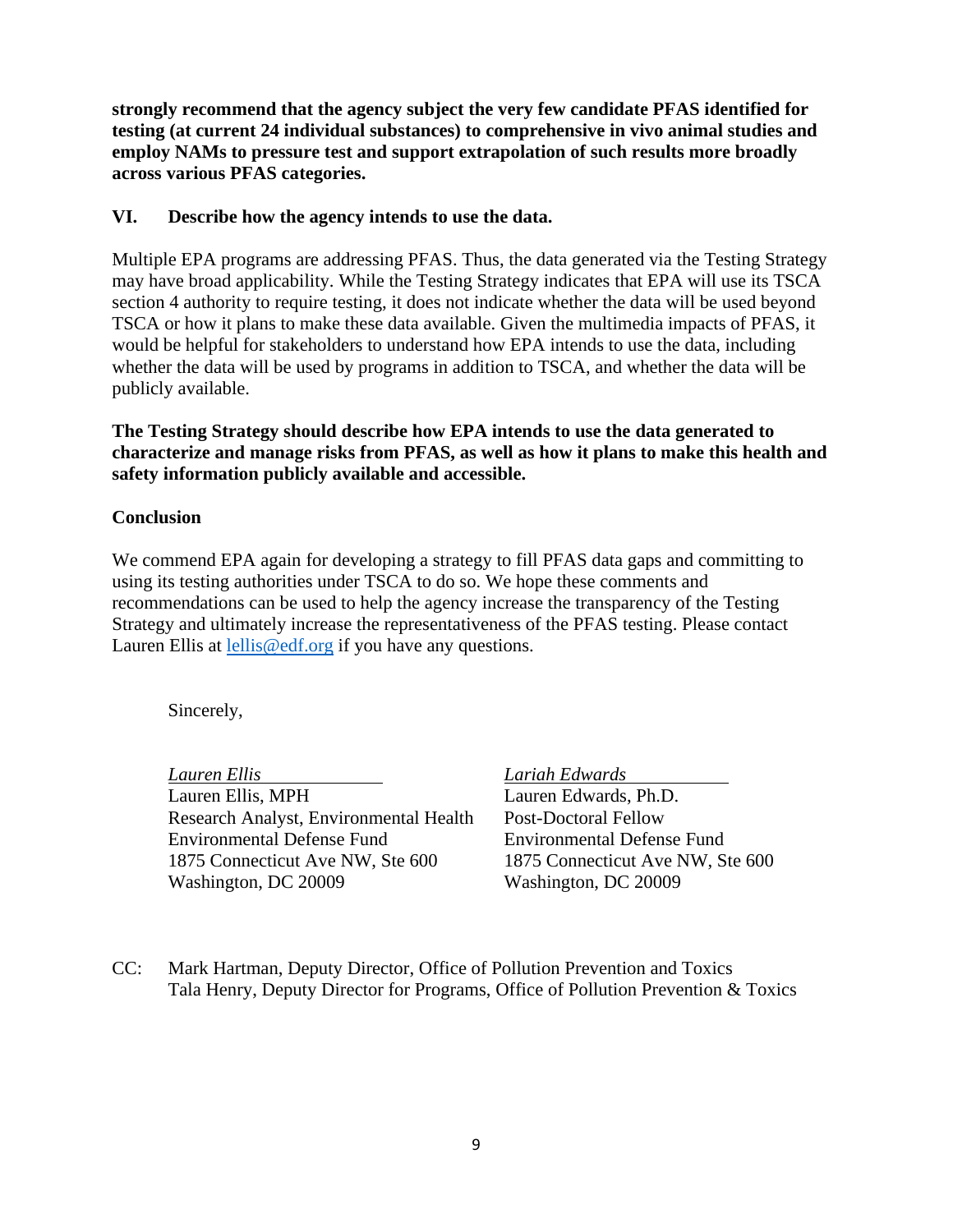**strongly recommend that the agency subject the very few candidate PFAS identified for testing (at current 24 individual substances) to comprehensive in vivo animal studies and employ NAMs to pressure test and support extrapolation of such results more broadly across various PFAS categories.**

## VI. Describe how the agency intends to use the data.

Multiple EPA programs are addressing PFAS. Thus, the data generated via the Testing Strategy may have broad applicability. While the Testing Strategy indicates that EPA will use its TSCA section 4 authority to require testing, it does not indicate whether the data will be used beyond TSCA or how it plans to make these data available. Given the multimedia impacts of PFAS, it would be helpful for stakeholders to understand how EPA intends to use the data, including whether the data will be used by programs in addition to TSCA, and whether the data will be publicly available.

**The Testing Strategy should describe how EPA intends to use the data generated to characterize and manage risks from PFAS, as well as how it plans to make this health and safety information publicly available and accessible.**

## Conclusion

We commend EPA again for developing a strategy to fill PFAS data gaps and committing to using its testing authorities under TSCA to do so. We hope these comments and recommendations can be used to help the agency increase the transparency of the Testing Strategy and ultimately increase the representativeness of the PFAS testing. Please contact Lauren Ellis at lellis@edf.org if you have any questions.

Sincerely,

*Lauren Ellis*
Lauren Ellis, MPH
Research Analyst, Environmental Health
Environmental Defense Fund
1875 Connecticut Ave NW, Ste 600
Washington, DC 20009

*Lariah Edwards*
Lauren Edwards, Ph.D.
Post-Doctoral Fellow
Environmental Defense Fund
1875 Connecticut Ave NW, Ste 600
Washington, DC 20009

CC: Mark Hartman, Deputy Director, Office of Pollution Prevention and Toxics
Tala Henry, Deputy Director for Programs, Office of Pollution Prevention & Toxics